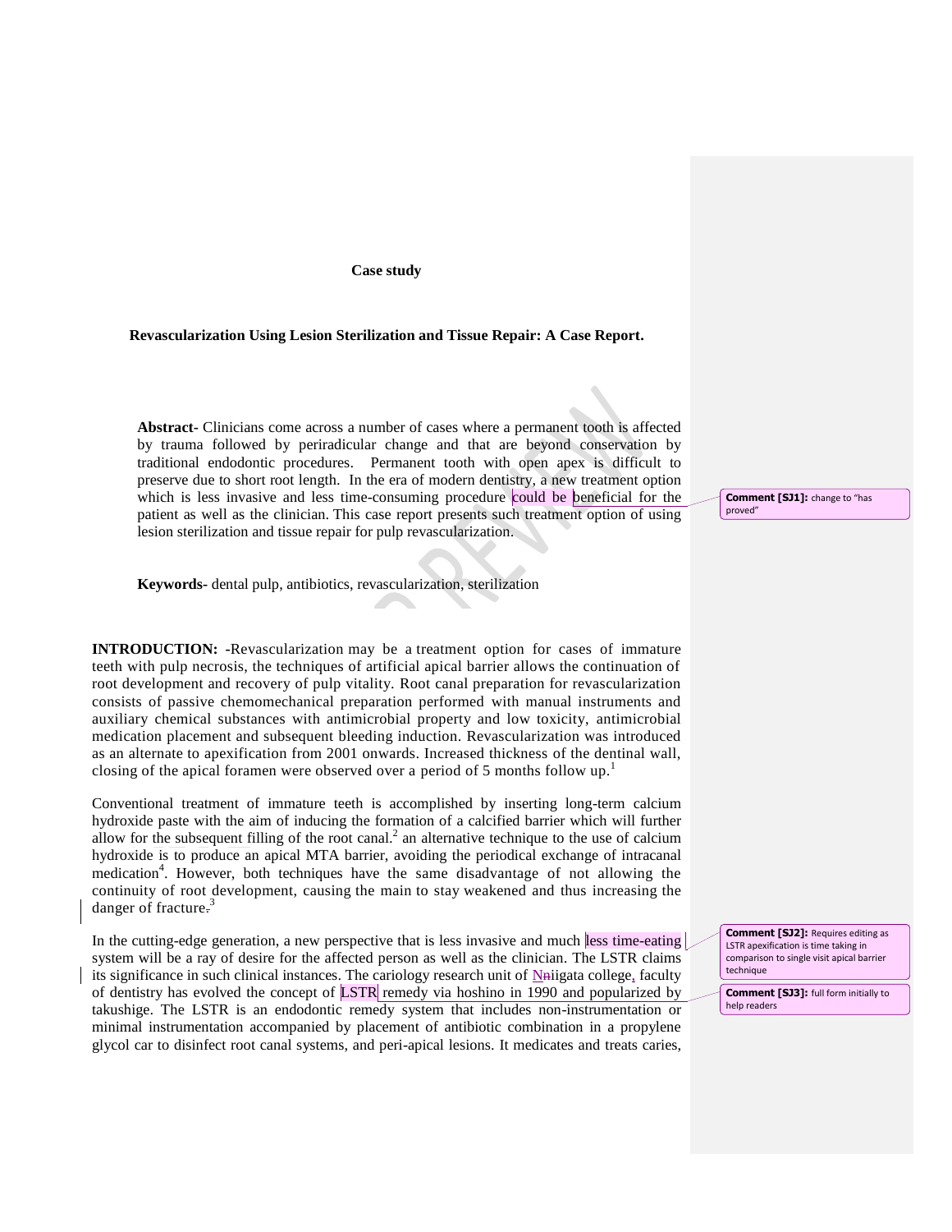**Case study**

**Revascularization Using Lesion Sterilization and Tissue Repair: A Case Report.**

**Abstract-** Clinicians come across a number of cases where a permanent tooth is affected by trauma followed by periradicular change and that are beyond conservation by traditional endodontic procedures. Permanent tooth with open apex is difficult to preserve due to short root length. In the era of modern dentistry, a new treatment option which is less invasive and less time-consuming procedure could be beneficial for the patient as well as the clinician. This case report presents such treatment option of using lesion sterilization and tissue repair for pulp revascularization.

**Comment [SJ1]:** change to "has proved"

**Keywords-** dental pulp, antibiotics, revascularization, sterilization

**INTRODUCTION: -**Revascularization may be a treatment option for cases of immature teeth with pulp necrosis, the techniques of artificial apical barrier allows the continuation of root development and recovery of pulp vitality. Root canal preparation for revascularization consists of passive chemomechanical preparation performed with manual instruments and auxiliary chemical substances with antimicrobial property and low toxicity, antimicrobial medication placement and subsequent bleeding induction. Revascularization was introduced as an alternate to apexification from 2001 onwards. Increased thickness of the dentinal wall, closing of the apical foramen were observed over a period of 5 months follow up.[1]

Conventional treatment of immature teeth is accomplished by inserting long-term calcium hydroxide paste with the aim of inducing the formation of a calcified barrier which will further allow for the subsequent filling of the root canal.[2] an alternative technique to the use of calcium hydroxide is to produce an apical MTA barrier, avoiding the periodical exchange of intracanal medication[4]. However, both techniques have the same disadvantage of not allowing the continuity of root development, causing the main to stay weakened and thus increasing the danger of fracture.[3]

In the cutting-edge generation, a new perspective that is less invasive and much less time-eating system will be a ray of desire for the affected person as well as the clinician. The LSTR claims its significance in such clinical instances. The cariology research unit of Niigata college, faculty of dentistry has evolved the concept of LSTR remedy via hoshino in 1990 and popularized by takushige. The LSTR is an endodontic remedy system that includes non-instrumentation or minimal instrumentation accompanied by placement of antibiotic combination in a propylene glycol car to disinfect root canal systems, and peri-apical lesions. It medicates and treats caries,

**Comment [SJ2]:** Requires editing as LSTR apexification is time taking in comparison to single visit apical barrier technique

**Comment [SJ3]:** full form initially to help readers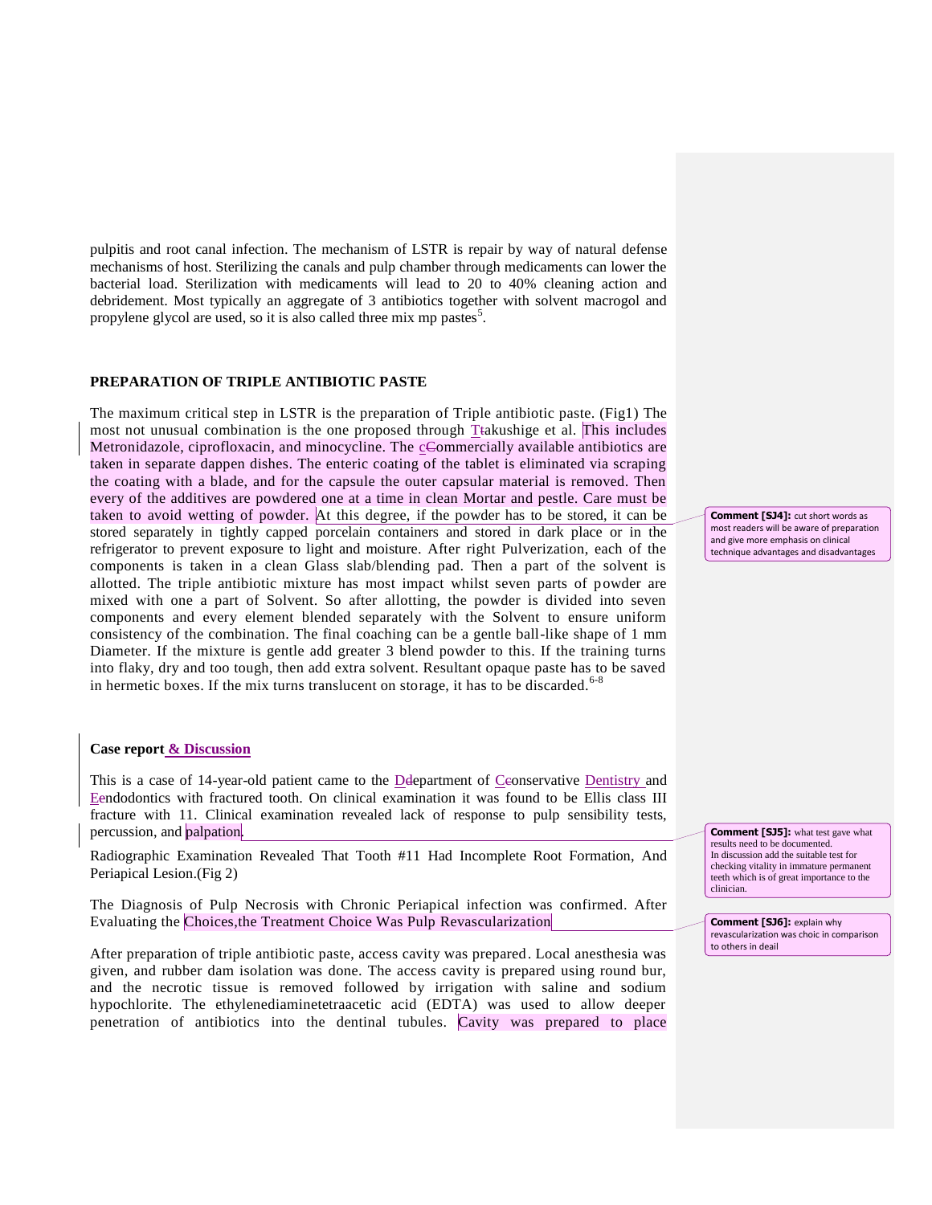pulpitis and root canal infection. The mechanism of LSTR is repair by way of natural defense mechanisms of host. Sterilizing the canals and pulp chamber through medicaments can lower the bacterial load. Sterilization with medicaments will lead to 20 to 40% cleaning action and debridement. Most typically an aggregate of 3 antibiotics together with solvent macrogol and propylene glycol are used, so it is also called three mix mp pastes[5].

**PREPARATION OF TRIPLE ANTIBIOTIC PASTE**

The maximum critical step in LSTR is the preparation of Triple antibiotic paste. (Fig1) The most not unusual combination is the one proposed through Takushige et al. This includes Metronidazole, ciprofloxacin, and minocycline. The commercially available antibiotics are taken in separate dappen dishes. The enteric coating of the tablet is eliminated via scraping the coating with a blade, and for the capsule the outer capsular material is removed. Then every of the additives are powdered one at a time in clean Mortar and pestle. Care must be taken to avoid wetting of powder. At this degree, if the powder has to be stored, it can be stored separately in tightly capped porcelain containers and stored in dark place or in the refrigerator to prevent exposure to light and moisture. After right Pulverization, each of the components is taken in a clean Glass slab/blending pad. Then a part of the solvent is allotted. The triple antibiotic mixture has most impact whilst seven parts of powder are mixed with one a part of Solvent. So after allotting, the powder is divided into seven components and every element blended separately with the Solvent to ensure uniform consistency of the combination. The final coaching can be a gentle ball-like shape of 1 mm Diameter. If the mixture is gentle add greater 3 blend powder to this. If the training turns into flaky, dry and too tough, then add extra solvent. Resultant opaque paste has to be saved in hermetic boxes. If the mix turns translucent on storage, it has to be discarded.[6-8]

> **Comment [SJ4]:** cut short words as most readers will be aware of preparation and give more emphasis on clinical technique advantages and disadvantages

**Case report & Discussion**

This is a case of 14-year-old patient came to the Department of Conservative Dentistry and Endodontics with fractured tooth. On clinical examination it was found to be Ellis class III fracture with 11. Clinical examination revealed lack of response to pulp sensibility tests, percussion, and palpation.

> **Comment [SJ5]:** what test gave what results need to be documented. In discussion add the suitable test for checking vitality in immature permanent teeth which is of great importance to the clinician.

Radiographic Examination Revealed That Tooth #11 Had Incomplete Root Formation, And Periapical Lesion.(Fig 2)

The Diagnosis of Pulp Necrosis with Chronic Periapical infection was confirmed. After Evaluating the Choices,the Treatment Choice Was Pulp Revascularization

> **Comment [SJ6]:** explain why revascularization was choic in comparison to others in deail

After preparation of triple antibiotic paste, access cavity was prepared. Local anesthesia was given, and rubber dam isolation was done. The access cavity is prepared using round bur, and the necrotic tissue is removed followed by irrigation with saline and sodium hypochlorite. The ethylenediaminetetraacetic acid (EDTA) was used to allow deeper penetration of antibiotics into the dentinal tubules. Cavity was prepared to place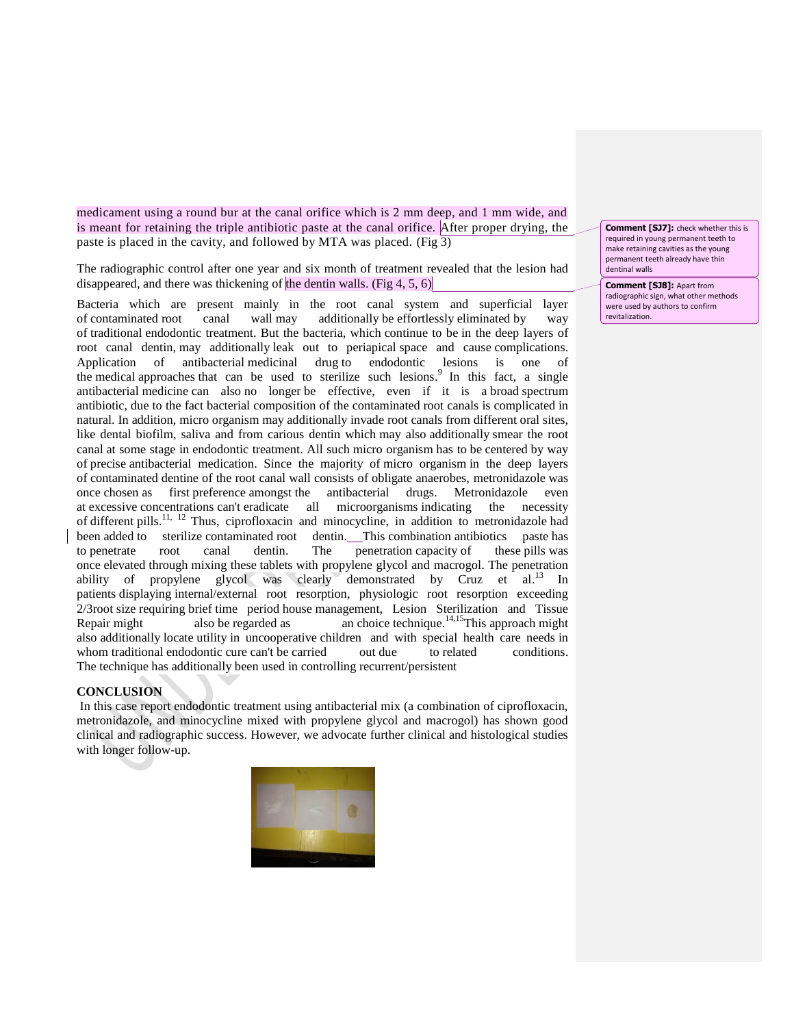medicament using a round bur at the canal orifice which is 2 mm deep, and 1 mm wide, and is meant for retaining the triple antibiotic paste at the canal orifice. After proper drying, the paste is placed in the cavity, and followed by MTA was placed. (Fig 3)

The radiographic control after one year and six month of treatment revealed that the lesion had disappeared, and there was thickening of the dentin walls. (Fig 4, 5, 6)

**Comment [SJ7]:** check whether this is required in young permanent teeth to make retaining cavities as the young permanent teeth already have thin dentinal walls

**Comment [SJ8]:** Apart from radiographic sign, what other methods were used by authors to confirm revitalization.

Bacteria which are present mainly in the root canal system and superficial layer of contaminated root canal wall may additionally be effortlessly eliminated by way of traditional endodontic treatment. But the bacteria, which continue to be in the deep layers of root canal dentin, may additionally leak out to periapical space and cause complications. Application of antibacterial medicinal drug to endodontic lesions is one of the medical approaches that can be used to sterilize such lesions.[9] In this fact, a single antibacterial medicine can also no longer be effective, even if it is a broad spectrum antibiotic, due to the fact bacterial composition of the contaminated root canals is complicated in natural. In addition, micro organism may additionally invade root canals from different oral sites, like dental biofilm, saliva and from carious dentin which may also additionally smear the root canal at some stage in endodontic treatment. All such micro organism has to be centered by way of precise antibacterial medication. Since the majority of micro organism in the deep layers of contaminated dentine of the root canal wall consists of obligate anaerobes, metronidazole was once chosen as first preference amongst the antibacterial drugs. Metronidazole even at excessive concentrations can't eradicate all microorganisms indicating the necessity of different pills.[11, 12] Thus, ciprofloxacin and minocycline, in addition to metronidazole had been added to sterilize contaminated root dentin. This combination antibiotics paste has to penetrate root canal dentin. The penetration capacity of these pills was once elevated through mixing these tablets with propylene glycol and macrogol. The penetration ability of propylene glycol was clearly demonstrated by Cruz et al.[13] In patients displaying internal/external root resorption, physiologic root resorption exceeding 2/3root size requiring brief time period house management, Lesion Sterilization and Tissue Repair might also be regarded as an choice technique.[14,15]This approach might also additionally locate utility in uncooperative children and with special health care needs in whom traditional endodontic cure can't be carried out due to related conditions. The technique has additionally been used in controlling recurrent/persistent

## CONCLUSION

In this case report endodontic treatment using antibacterial mix (a combination of ciprofloxacin, metronidazole, and minocycline mixed with propylene glycol and macrogol) has shown good clinical and radiographic success. However, we advocate further clinical and histological studies with longer follow-up.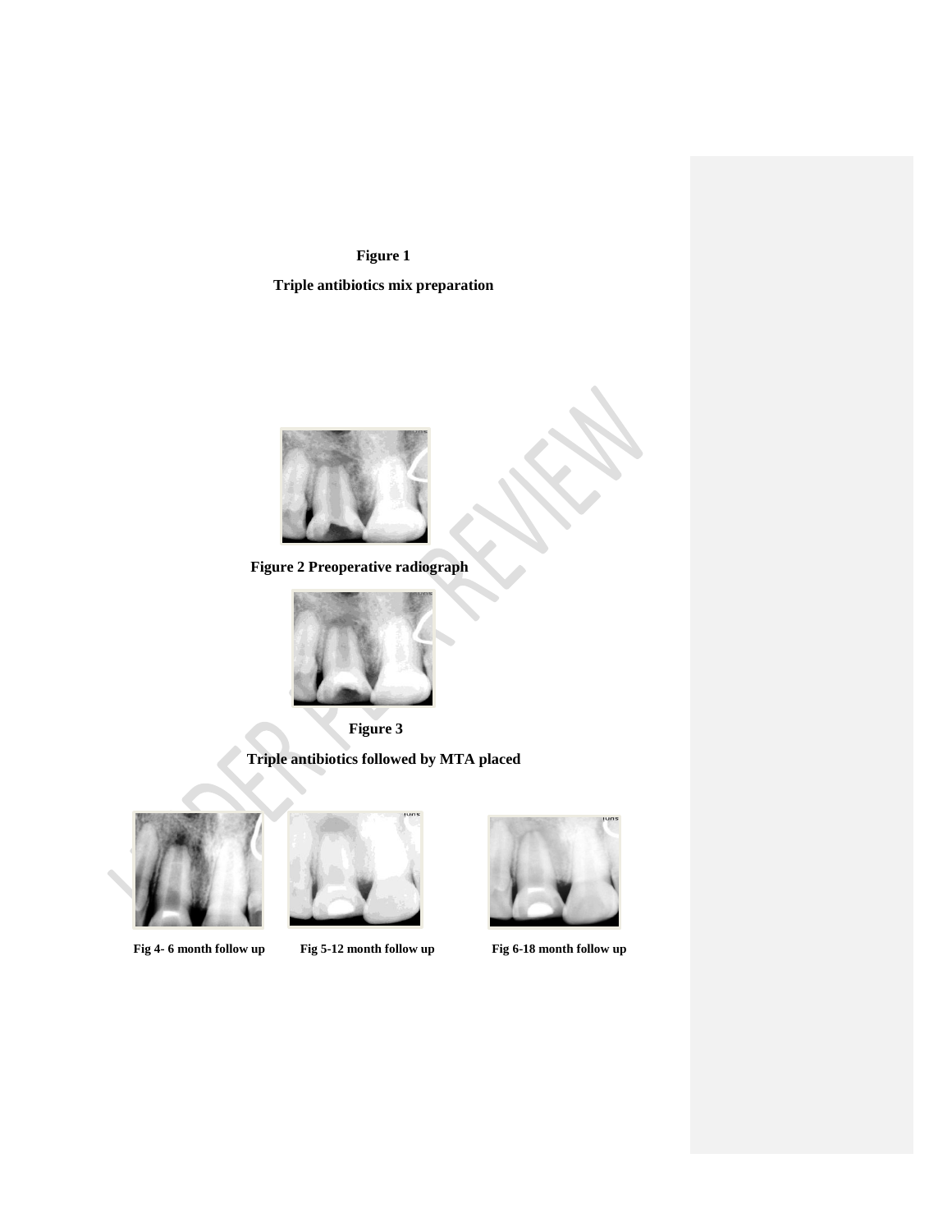**Figure 1**

**Triple antibiotics mix preparation**

**Figure 2 Preoperative radiograph**

**Figure 3**

**Triple antibiotics followed by MTA placed**

**Fig 4- 6 month follow up**

**Fig 5-12 month follow up**

**Fig 6-18 month follow up**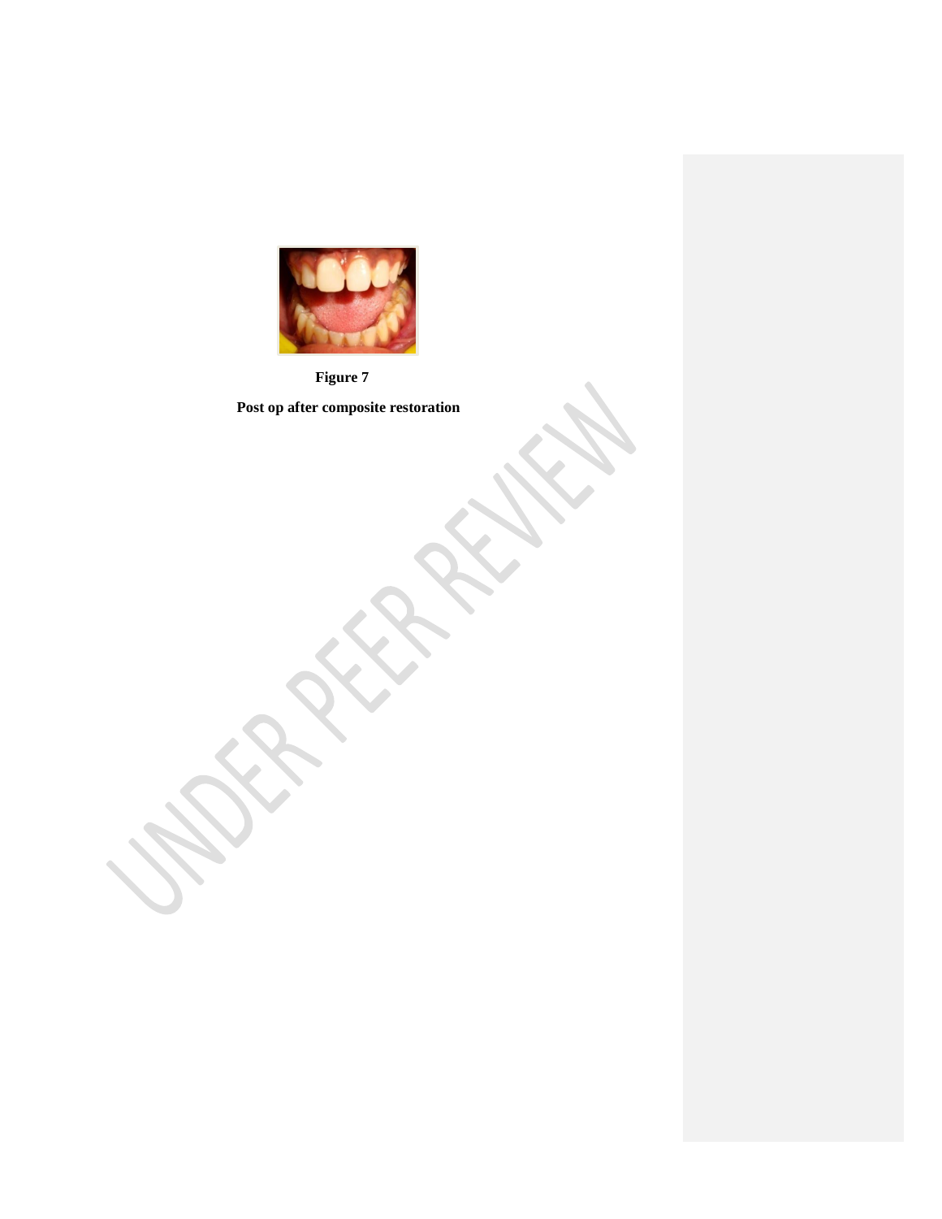**Figure 7**

**Post op after composite restoration**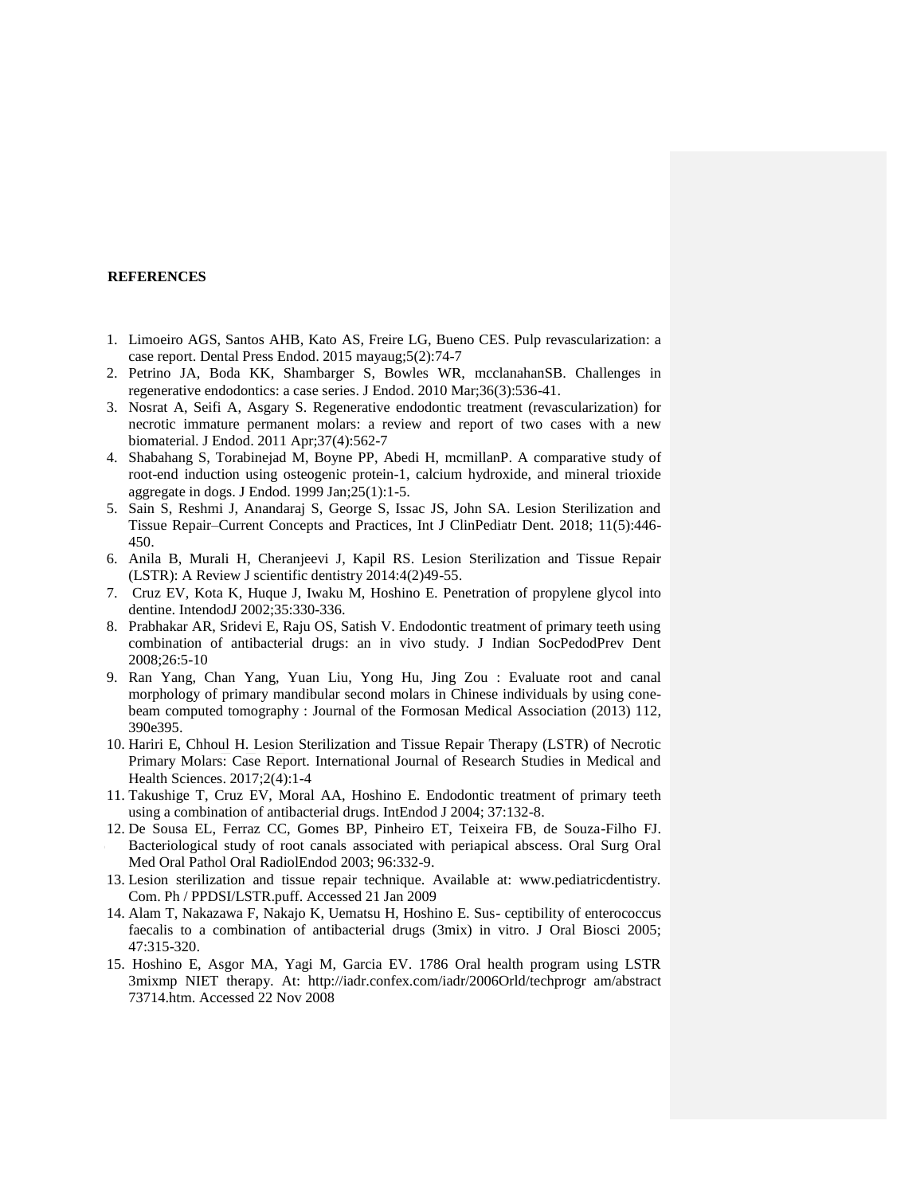**REFERENCES**

1. Limoeiro AGS, Santos AHB, Kato AS, Freire LG, Bueno CES. Pulp revascularization: a case report. Dental Press Endod. 2015 mayaug;5(2):74-7
2. Petrino JA, Boda KK, Shambarger S, Bowles WR, mcclanahanSB. Challenges in regenerative endodontics: a case series. J Endod. 2010 Mar;36(3):536-41.
3. Nosrat A, Seifi A, Asgary S. Regenerative endodontic treatment (revascularization) for necrotic immature permanent molars: a review and report of two cases with a new biomaterial. J Endod. 2011 Apr;37(4):562-7
4. Shabahang S, Torabinejad M, Boyne PP, Abedi H, mcmillanP. A comparative study of root-end induction using osteogenic protein-1, calcium hydroxide, and mineral trioxide aggregate in dogs. J Endod. 1999 Jan;25(1):1-5.
5. Sain S, Reshmi J, Anandaraj S, George S, Issac JS, John SA. Lesion Sterilization and Tissue Repair–Current Concepts and Practices, Int J ClinPediatr Dent. 2018; 11(5):446-450.
6. Anila B, Murali H, Cheranjeevi J, Kapil RS. Lesion Sterilization and Tissue Repair (LSTR): A Review J scientific dentistry 2014:4(2)49-55.
7. Cruz EV, Kota K, Huque J, Iwaku M, Hoshino E. Penetration of propylene glycol into dentine. IntendodJ 2002;35:330-336.
8. Prabhakar AR, Sridevi E, Raju OS, Satish V. Endodontic treatment of primary teeth using combination of antibacterial drugs: an in vivo study. J Indian SocPedodPrev Dent 2008;26:5-10
9. Ran Yang, Chan Yang, Yuan Liu, Yong Hu, Jing Zou : Evaluate root and canal morphology of primary mandibular second molars in Chinese individuals by using cone-beam computed tomography : Journal of the Formosan Medical Association (2013) 112, 390e395.
10. Hariri E, Chhoul H. Lesion Sterilization and Tissue Repair Therapy (LSTR) of Necrotic Primary Molars: Case Report. International Journal of Research Studies in Medical and Health Sciences. 2017;2(4):1-4
11. Takushige T, Cruz EV, Moral AA, Hoshino E. Endodontic treatment of primary teeth using a combination of antibacterial drugs. IntEndod J 2004; 37:132-8.
12. De Sousa EL, Ferraz CC, Gomes BP, Pinheiro ET, Teixeira FB, de Souza-Filho FJ. Bacteriological study of root canals associated with periapical abscess. Oral Surg Oral Med Oral Pathol Oral RadiolEndod 2003; 96:332-9.
13. Lesion sterilization and tissue repair technique. Available at: www.pediatricdentistry. Com. Ph / PPDSI/LSTR.puff. Accessed 21 Jan 2009
14. Alam T, Nakazawa F, Nakajo K, Uematsu H, Hoshino E. Sus- ceptibility of enterococcus faecalis to a combination of antibacterial drugs (3mix) in vitro. J Oral Biosci 2005; 47:315-320.
15. Hoshino E, Asgor MA, Yagi M, Garcia EV. 1786 Oral health program using LSTR 3mixmp NIET therapy. At: http://iadr.confex.com/iadr/2006Orld/techprogr am/abstract 73714.htm. Accessed 22 Nov 2008